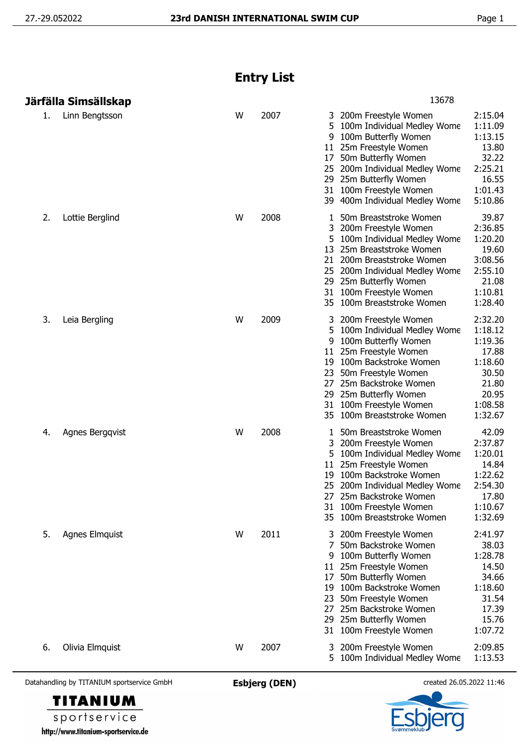# Entry List

## Järfälla Simsällskap

13678

| No. | Name | Sex | Year | Event | Event Name | Time |
|---|---|---|---|---|---|---|
| 1. | Linn Bengtsson | W | 2007 | 3 | 200m Freestyle Women | 2:15.04 |
| | | | | 5 | 100m Individual Medley Wome | 1:11.09 |
| | | | | 9 | 100m Butterfly Women | 1:13.15 |
| | | | | 11 | 25m Freestyle Women | 13.80 |
| | | | | 17 | 50m Butterfly Women | 32.22 |
| | | | | 25 | 200m Individual Medley Wome | 2:25.21 |
| | | | | 29 | 25m Butterfly Women | 16.55 |
| | | | | 31 | 100m Freestyle Women | 1:01.43 |
| | | | | 39 | 400m Individual Medley Wome | 5:10.86 |
| 2. | Lottie Berglind | W | 2008 | 1 | 50m Breaststroke Women | 39.87 |
| | | | | 3 | 200m Freestyle Women | 2:36.85 |
| | | | | 5 | 100m Individual Medley Wome | 1:20.20 |
| | | | | 13 | 25m Breaststroke Women | 19.60 |
| | | | | 21 | 200m Breaststroke Women | 3:08.56 |
| | | | | 25 | 200m Individual Medley Wome | 2:55.10 |
| | | | | 29 | 25m Butterfly Women | 21.08 |
| | | | | 31 | 100m Freestyle Women | 1:10.81 |
| | | | | 35 | 100m Breaststroke Women | 1:28.40 |
| 3. | Leia Bergling | W | 2009 | 3 | 200m Freestyle Women | 2:32.20 |
| | | | | 5 | 100m Individual Medley Wome | 1:18.12 |
| | | | | 9 | 100m Butterfly Women | 1:19.36 |
| | | | | 11 | 25m Freestyle Women | 17.88 |
| | | | | 19 | 100m Backstroke Women | 1:18.60 |
| | | | | 23 | 50m Freestyle Women | 30.50 |
| | | | | 27 | 25m Backstroke Women | 21.80 |
| | | | | 29 | 25m Butterfly Women | 20.95 |
| | | | | 31 | 100m Freestyle Women | 1:08.58 |
| | | | | 35 | 100m Breaststroke Women | 1:32.67 |
| 4. | Agnes Bergqvist | W | 2008 | 1 | 50m Breaststroke Women | 42.09 |
| | | | | 3 | 200m Freestyle Women | 2:37.87 |
| | | | | 5 | 100m Individual Medley Wome | 1:20.01 |
| | | | | 11 | 25m Freestyle Women | 14.84 |
| | | | | 19 | 100m Backstroke Women | 1:22.62 |
| | | | | 25 | 200m Individual Medley Wome | 2:54.30 |
| | | | | 27 | 25m Backstroke Women | 17.80 |
| | | | | 31 | 100m Freestyle Women | 1:10.67 |
| | | | | 35 | 100m Breaststroke Women | 1:32.69 |
| 5. | Agnes Elmquist | W | 2011 | 3 | 200m Freestyle Women | 2:41.97 |
| | | | | 7 | 50m Backstroke Women | 38.03 |
| | | | | 9 | 100m Butterfly Women | 1:28.78 |
| | | | | 11 | 25m Freestyle Women | 14.50 |
| | | | | 17 | 50m Butterfly Women | 34.66 |
| | | | | 19 | 100m Backstroke Women | 1:18.60 |
| | | | | 23 | 50m Freestyle Women | 31.54 |
| | | | | 27 | 25m Backstroke Women | 17.39 |
| | | | | 29 | 25m Butterfly Women | 15.76 |
| | | | | 31 | 100m Freestyle Women | 1:07.72 |
| 6. | Olivia Elmquist | W | 2007 | 3 | 200m Freestyle Women | 2:09.85 |
| | | | | 5 | 100m Individual Medley Wome | 1:13.53 |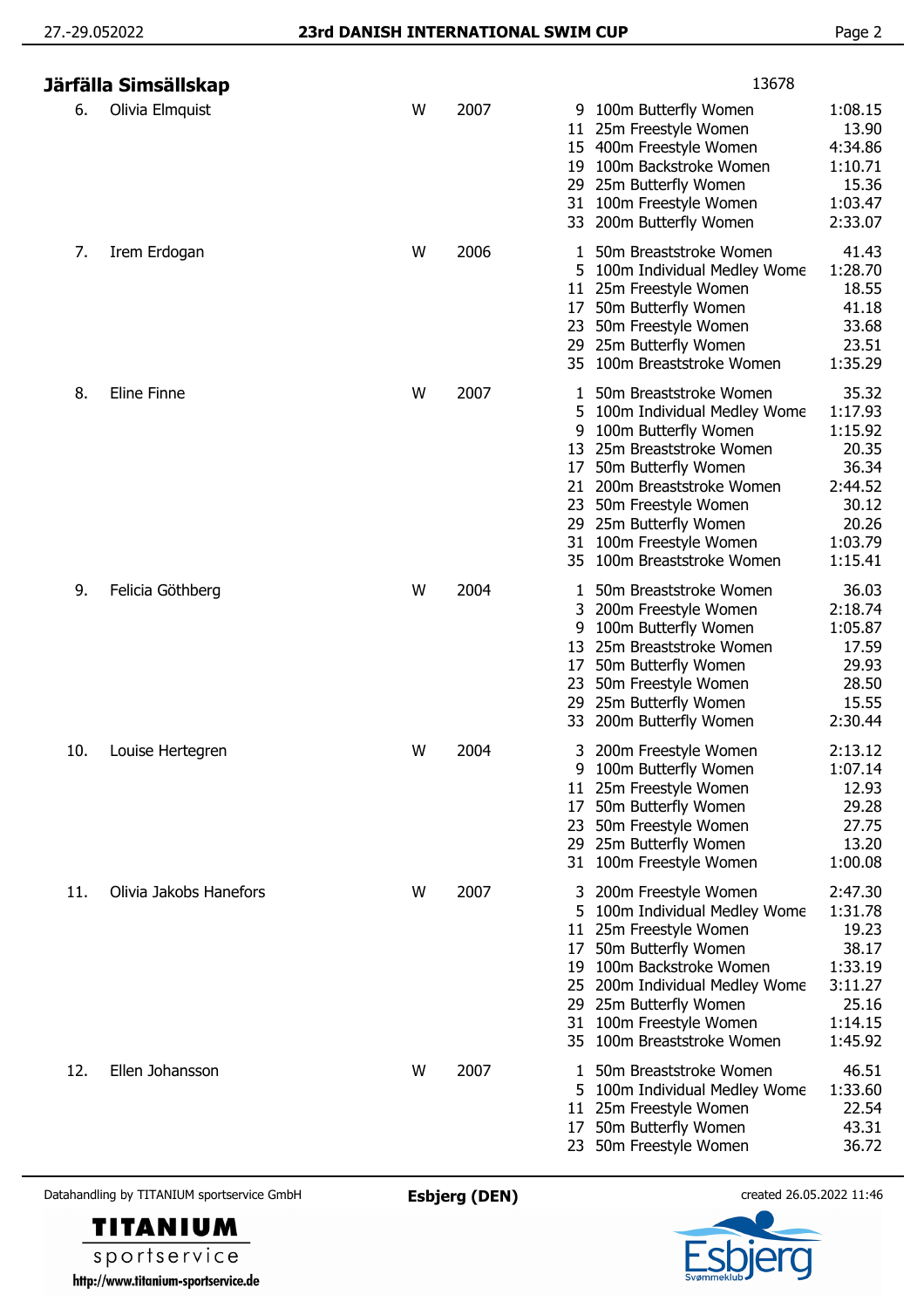## Järfälla Simsällskap

13678

| No. | Name | Sex | Year | Event No. | Event | Time |
|---|---|---|---|---|---|---|
| 6. | Olivia Elmquist | W | 2007 | 9 | 100m Butterfly Women | 1:08.15 |
| | | | | 11 | 25m Freestyle Women | 13.90 |
| | | | | 15 | 400m Freestyle Women | 4:34.86 |
| | | | | 19 | 100m Backstroke Women | 1:10.71 |
| | | | | 29 | 25m Butterfly Women | 15.36 |
| | | | | 31 | 100m Freestyle Women | 1:03.47 |
| | | | | 33 | 200m Butterfly Women | 2:33.07 |
| 7. | Irem Erdogan | W | 2006 | 1 | 50m Breaststroke Women | 41.43 |
| | | | | 5 | 100m Individual Medley Wome | 1:28.70 |
| | | | | 11 | 25m Freestyle Women | 18.55 |
| | | | | 17 | 50m Butterfly Women | 41.18 |
| | | | | 23 | 50m Freestyle Women | 33.68 |
| | | | | 29 | 25m Butterfly Women | 23.51 |
| | | | | 35 | 100m Breaststroke Women | 1:35.29 |
| 8. | Eline Finne | W | 2007 | 1 | 50m Breaststroke Women | 35.32 |
| | | | | 5 | 100m Individual Medley Wome | 1:17.93 |
| | | | | 9 | 100m Butterfly Women | 1:15.92 |
| | | | | 13 | 25m Breaststroke Women | 20.35 |
| | | | | 17 | 50m Butterfly Women | 36.34 |
| | | | | 21 | 200m Breaststroke Women | 2:44.52 |
| | | | | 23 | 50m Freestyle Women | 30.12 |
| | | | | 29 | 25m Butterfly Women | 20.26 |
| | | | | 31 | 100m Freestyle Women | 1:03.79 |
| | | | | 35 | 100m Breaststroke Women | 1:15.41 |
| 9. | Felicia Göthberg | W | 2004 | 1 | 50m Breaststroke Women | 36.03 |
| | | | | 3 | 200m Freestyle Women | 2:18.74 |
| | | | | 9 | 100m Butterfly Women | 1:05.87 |
| | | | | 13 | 25m Breaststroke Women | 17.59 |
| | | | | 17 | 50m Butterfly Women | 29.93 |
| | | | | 23 | 50m Freestyle Women | 28.50 |
| | | | | 29 | 25m Butterfly Women | 15.55 |
| | | | | 33 | 200m Butterfly Women | 2:30.44 |
| 10. | Louise Hertegren | W | 2004 | 3 | 200m Freestyle Women | 2:13.12 |
| | | | | 9 | 100m Butterfly Women | 1:07.14 |
| | | | | 11 | 25m Freestyle Women | 12.93 |
| | | | | 17 | 50m Butterfly Women | 29.28 |
| | | | | 23 | 50m Freestyle Women | 27.75 |
| | | | | 29 | 25m Butterfly Women | 13.20 |
| | | | | 31 | 100m Freestyle Women | 1:00.08 |
| 11. | Olivia Jakobs Hanefors | W | 2007 | 3 | 200m Freestyle Women | 2:47.30 |
| | | | | 5 | 100m Individual Medley Wome | 1:31.78 |
| | | | | 11 | 25m Freestyle Women | 19.23 |
| | | | | 17 | 50m Butterfly Women | 38.17 |
| | | | | 19 | 100m Backstroke Women | 1:33.19 |
| | | | | 25 | 200m Individual Medley Wome | 3:11.27 |
| | | | | 29 | 25m Butterfly Women | 25.16 |
| | | | | 31 | 100m Freestyle Women | 1:14.15 |
| | | | | 35 | 100m Breaststroke Women | 1:45.92 |
| 12. | Ellen Johansson | W | 2007 | 1 | 50m Breaststroke Women | 46.51 |
| | | | | 5 | 100m Individual Medley Wome | 1:33.60 |
| | | | | 11 | 25m Freestyle Women | 22.54 |
| | | | | 17 | 50m Butterfly Women | 43.31 |
| | | | | 23 | 50m Freestyle Women | 36.72 |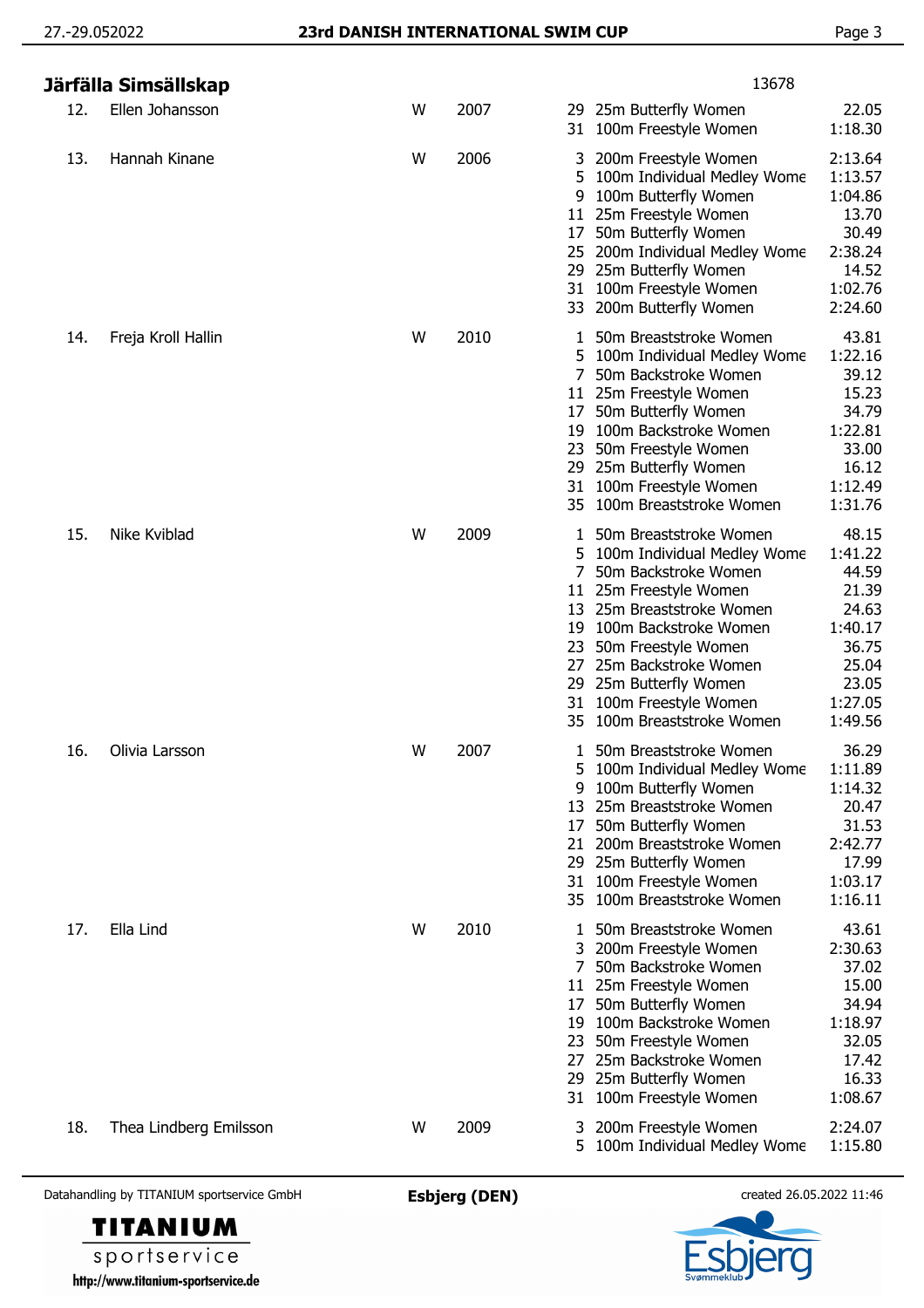## Järfälla Simsällskap

13678

| No. | Name | Sex | Year | Event | Event name | Time |
|---|---|---|---|---|---|---|
| 12. | Ellen Johansson | W | 2007 | 29 | 25m Butterfly Women | 22.05 |
| | | | | 31 | 100m Freestyle Women | 1:18.30 |
| 13. | Hannah Kinane | W | 2006 | 3 | 200m Freestyle Women | 2:13.64 |
| | | | | 5 | 100m Individual Medley Wome | 1:13.57 |
| | | | | 9 | 100m Butterfly Women | 1:04.86 |
| | | | | 11 | 25m Freestyle Women | 13.70 |
| | | | | 17 | 50m Butterfly Women | 30.49 |
| | | | | 25 | 200m Individual Medley Wome | 2:38.24 |
| | | | | 29 | 25m Butterfly Women | 14.52 |
| | | | | 31 | 100m Freestyle Women | 1:02.76 |
| | | | | 33 | 200m Butterfly Women | 2:24.60 |
| 14. | Freja Kroll Hallin | W | 2010 | 1 | 50m Breaststroke Women | 43.81 |
| | | | | 5 | 100m Individual Medley Wome | 1:22.16 |
| | | | | 7 | 50m Backstroke Women | 39.12 |
| | | | | 11 | 25m Freestyle Women | 15.23 |
| | | | | 17 | 50m Butterfly Women | 34.79 |
| | | | | 19 | 100m Backstroke Women | 1:22.81 |
| | | | | 23 | 50m Freestyle Women | 33.00 |
| | | | | 29 | 25m Butterfly Women | 16.12 |
| | | | | 31 | 100m Freestyle Women | 1:12.49 |
| | | | | 35 | 100m Breaststroke Women | 1:31.76 |
| 15. | Nike Kviblad | W | 2009 | 1 | 50m Breaststroke Women | 48.15 |
| | | | | 5 | 100m Individual Medley Wome | 1:41.22 |
| | | | | 7 | 50m Backstroke Women | 44.59 |
| | | | | 11 | 25m Freestyle Women | 21.39 |
| | | | | 13 | 25m Breaststroke Women | 24.63 |
| | | | | 19 | 100m Backstroke Women | 1:40.17 |
| | | | | 23 | 50m Freestyle Women | 36.75 |
| | | | | 27 | 25m Backstroke Women | 25.04 |
| | | | | 29 | 25m Butterfly Women | 23.05 |
| | | | | 31 | 100m Freestyle Women | 1:27.05 |
| | | | | 35 | 100m Breaststroke Women | 1:49.56 |
| 16. | Olivia Larsson | W | 2007 | 1 | 50m Breaststroke Women | 36.29 |
| | | | | 5 | 100m Individual Medley Wome | 1:11.89 |
| | | | | 9 | 100m Butterfly Women | 1:14.32 |
| | | | | 13 | 25m Breaststroke Women | 20.47 |
| | | | | 17 | 50m Butterfly Women | 31.53 |
| | | | | 21 | 200m Breaststroke Women | 2:42.77 |
| | | | | 29 | 25m Butterfly Women | 17.99 |
| | | | | 31 | 100m Freestyle Women | 1:03.17 |
| | | | | 35 | 100m Breaststroke Women | 1:16.11 |
| 17. | Ella Lind | W | 2010 | 1 | 50m Breaststroke Women | 43.61 |
| | | | | 3 | 200m Freestyle Women | 2:30.63 |
| | | | | 7 | 50m Backstroke Women | 37.02 |
| | | | | 11 | 25m Freestyle Women | 15.00 |
| | | | | 17 | 50m Butterfly Women | 34.94 |
| | | | | 19 | 100m Backstroke Women | 1:18.97 |
| | | | | 23 | 50m Freestyle Women | 32.05 |
| | | | | 27 | 25m Backstroke Women | 17.42 |
| | | | | 29 | 25m Butterfly Women | 16.33 |
| | | | | 31 | 100m Freestyle Women | 1:08.67 |
| 18. | Thea Lindberg Emilsson | W | 2009 | 3 | 200m Freestyle Women | 2:24.07 |
| | | | | 5 | 100m Individual Medley Wome | 1:15.80 |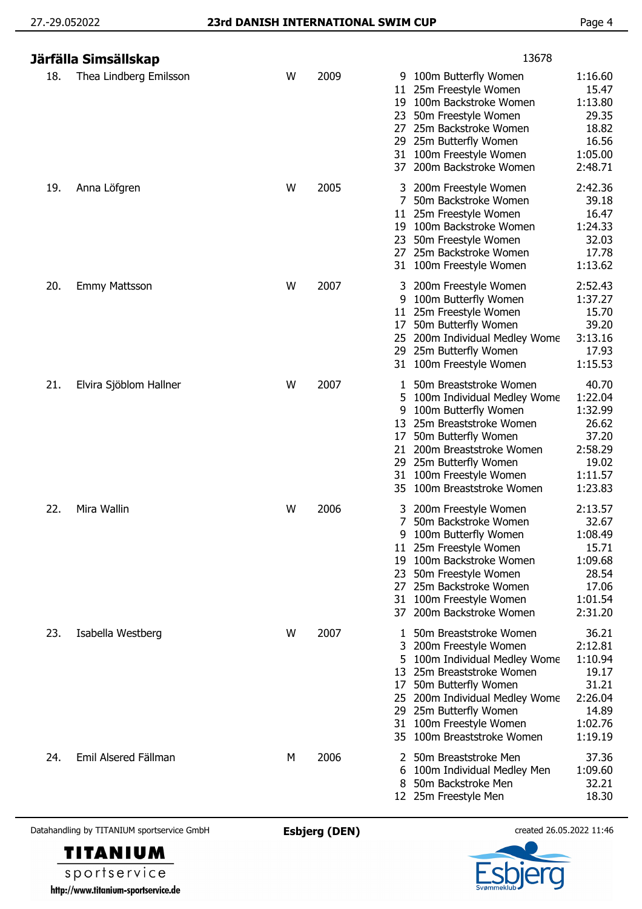## Järfälla Simsällskap

13678

| No. | Name | Sex | Year | Event No. | Event | Time |
|---|---|---|---|---|---|---|
| 18. | Thea Lindberg Emilsson | W | 2009 | 9 | 100m Butterfly Women | 1:16.60 |
| | | | | 11 | 25m Freestyle Women | 15.47 |
| | | | | 19 | 100m Backstroke Women | 1:13.80 |
| | | | | 23 | 50m Freestyle Women | 29.35 |
| | | | | 27 | 25m Backstroke Women | 18.82 |
| | | | | 29 | 25m Butterfly Women | 16.56 |
| | | | | 31 | 100m Freestyle Women | 1:05.00 |
| | | | | 37 | 200m Backstroke Women | 2:48.71 |
| 19. | Anna Löfgren | W | 2005 | 3 | 200m Freestyle Women | 2:42.36 |
| | | | | 7 | 50m Backstroke Women | 39.18 |
| | | | | 11 | 25m Freestyle Women | 16.47 |
| | | | | 19 | 100m Backstroke Women | 1:24.33 |
| | | | | 23 | 50m Freestyle Women | 32.03 |
| | | | | 27 | 25m Backstroke Women | 17.78 |
| | | | | 31 | 100m Freestyle Women | 1:13.62 |
| 20. | Emmy Mattsson | W | 2007 | 3 | 200m Freestyle Women | 2:52.43 |
| | | | | 9 | 100m Butterfly Women | 1:37.27 |
| | | | | 11 | 25m Freestyle Women | 15.70 |
| | | | | 17 | 50m Butterfly Women | 39.20 |
| | | | | 25 | 200m Individual Medley Wome | 3:13.16 |
| | | | | 29 | 25m Butterfly Women | 17.93 |
| | | | | 31 | 100m Freestyle Women | 1:15.53 |
| 21. | Elvira Sjöblom Hallner | W | 2007 | 1 | 50m Breaststroke Women | 40.70 |
| | | | | 5 | 100m Individual Medley Wome | 1:22.04 |
| | | | | 9 | 100m Butterfly Women | 1:32.99 |
| | | | | 13 | 25m Breaststroke Women | 26.62 |
| | | | | 17 | 50m Butterfly Women | 37.20 |
| | | | | 21 | 200m Breaststroke Women | 2:58.29 |
| | | | | 29 | 25m Butterfly Women | 19.02 |
| | | | | 31 | 100m Freestyle Women | 1:11.57 |
| | | | | 35 | 100m Breaststroke Women | 1:23.83 |
| 22. | Mira Wallin | W | 2006 | 3 | 200m Freestyle Women | 2:13.57 |
| | | | | 7 | 50m Backstroke Women | 32.67 |
| | | | | 9 | 100m Butterfly Women | 1:08.49 |
| | | | | 11 | 25m Freestyle Women | 15.71 |
| | | | | 19 | 100m Backstroke Women | 1:09.68 |
| | | | | 23 | 50m Freestyle Women | 28.54 |
| | | | | 27 | 25m Backstroke Women | 17.06 |
| | | | | 31 | 100m Freestyle Women | 1:01.54 |
| | | | | 37 | 200m Backstroke Women | 2:31.20 |
| 23. | Isabella Westberg | W | 2007 | 1 | 50m Breaststroke Women | 36.21 |
| | | | | 3 | 200m Freestyle Women | 2:12.81 |
| | | | | 5 | 100m Individual Medley Wome | 1:10.94 |
| | | | | 13 | 25m Breaststroke Women | 19.17 |
| | | | | 17 | 50m Butterfly Women | 31.21 |
| | | | | 25 | 200m Individual Medley Wome | 2:26.04 |
| | | | | 29 | 25m Butterfly Women | 14.89 |
| | | | | 31 | 100m Freestyle Women | 1:02.76 |
| | | | | 35 | 100m Breaststroke Women | 1:19.19 |
| 24. | Emil Alsered Fällman | M | 2006 | 2 | 50m Breaststroke Men | 37.36 |
| | | | | 6 | 100m Individual Medley Men | 1:09.60 |
| | | | | 8 | 50m Backstroke Men | 32.21 |
| | | | | 12 | 25m Freestyle Men | 18.30 |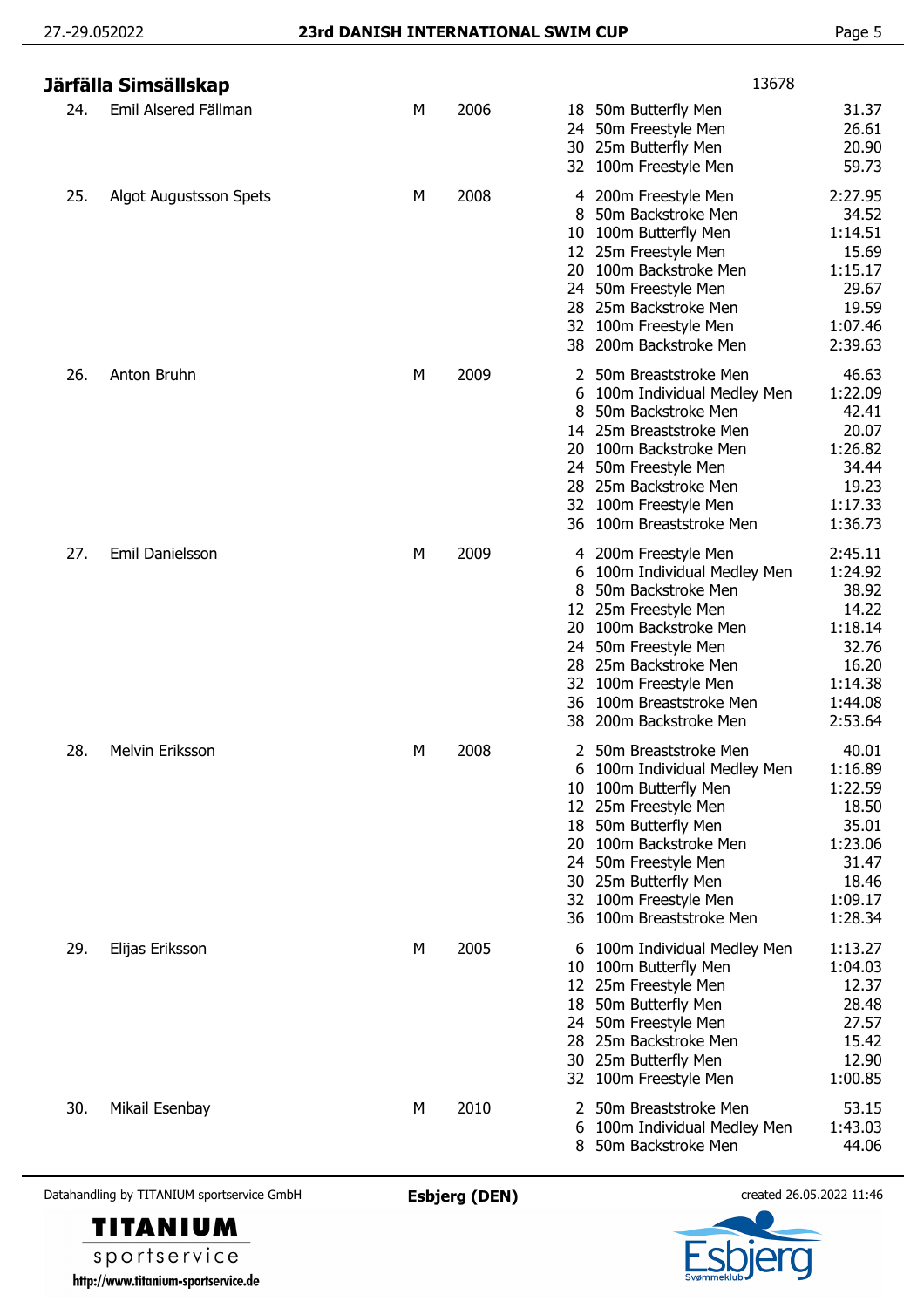## Järfälla Simsällskap

13678

| No. | Name | Sex | Year | Event | Event name | Time |
|---|---|---|---|---|---|---|
| 24. | Emil Alsered Fällman | M | 2006 | 18 | 50m Butterfly Men | 31.37 |
| | | | | 24 | 50m Freestyle Men | 26.61 |
| | | | | 30 | 25m Butterfly Men | 20.90 |
| | | | | 32 | 100m Freestyle Men | 59.73 |
| 25. | Algot Augustsson Spets | M | 2008 | 4 | 200m Freestyle Men | 2:27.95 |
| | | | | 8 | 50m Backstroke Men | 34.52 |
| | | | | 10 | 100m Butterfly Men | 1:14.51 |
| | | | | 12 | 25m Freestyle Men | 15.69 |
| | | | | 20 | 100m Backstroke Men | 1:15.17 |
| | | | | 24 | 50m Freestyle Men | 29.67 |
| | | | | 28 | 25m Backstroke Men | 19.59 |
| | | | | 32 | 100m Freestyle Men | 1:07.46 |
| | | | | 38 | 200m Backstroke Men | 2:39.63 |
| 26. | Anton Bruhn | M | 2009 | 2 | 50m Breaststroke Men | 46.63 |
| | | | | 6 | 100m Individual Medley Men | 1:22.09 |
| | | | | 8 | 50m Backstroke Men | 42.41 |
| | | | | 14 | 25m Breaststroke Men | 20.07 |
| | | | | 20 | 100m Backstroke Men | 1:26.82 |
| | | | | 24 | 50m Freestyle Men | 34.44 |
| | | | | 28 | 25m Backstroke Men | 19.23 |
| | | | | 32 | 100m Freestyle Men | 1:17.33 |
| | | | | 36 | 100m Breaststroke Men | 1:36.73 |
| 27. | Emil Danielsson | M | 2009 | 4 | 200m Freestyle Men | 2:45.11 |
| | | | | 6 | 100m Individual Medley Men | 1:24.92 |
| | | | | 8 | 50m Backstroke Men | 38.92 |
| | | | | 12 | 25m Freestyle Men | 14.22 |
| | | | | 20 | 100m Backstroke Men | 1:18.14 |
| | | | | 24 | 50m Freestyle Men | 32.76 |
| | | | | 28 | 25m Backstroke Men | 16.20 |
| | | | | 32 | 100m Freestyle Men | 1:14.38 |
| | | | | 36 | 100m Breaststroke Men | 1:44.08 |
| | | | | 38 | 200m Backstroke Men | 2:53.64 |
| 28. | Melvin Eriksson | M | 2008 | 2 | 50m Breaststroke Men | 40.01 |
| | | | | 6 | 100m Individual Medley Men | 1:16.89 |
| | | | | 10 | 100m Butterfly Men | 1:22.59 |
| | | | | 12 | 25m Freestyle Men | 18.50 |
| | | | | 18 | 50m Butterfly Men | 35.01 |
| | | | | 20 | 100m Backstroke Men | 1:23.06 |
| | | | | 24 | 50m Freestyle Men | 31.47 |
| | | | | 30 | 25m Butterfly Men | 18.46 |
| | | | | 32 | 100m Freestyle Men | 1:09.17 |
| | | | | 36 | 100m Breaststroke Men | 1:28.34 |
| 29. | Elijas Eriksson | M | 2005 | 6 | 100m Individual Medley Men | 1:13.27 |
| | | | | 10 | 100m Butterfly Men | 1:04.03 |
| | | | | 12 | 25m Freestyle Men | 12.37 |
| | | | | 18 | 50m Butterfly Men | 28.48 |
| | | | | 24 | 50m Freestyle Men | 27.57 |
| | | | | 28 | 25m Backstroke Men | 15.42 |
| | | | | 30 | 25m Butterfly Men | 12.90 |
| | | | | 32 | 100m Freestyle Men | 1:00.85 |
| 30. | Mikail Esenbay | M | 2010 | 2 | 50m Breaststroke Men | 53.15 |
| | | | | 6 | 100m Individual Medley Men | 1:43.03 |
| | | | | 8 | 50m Backstroke Men | 44.06 |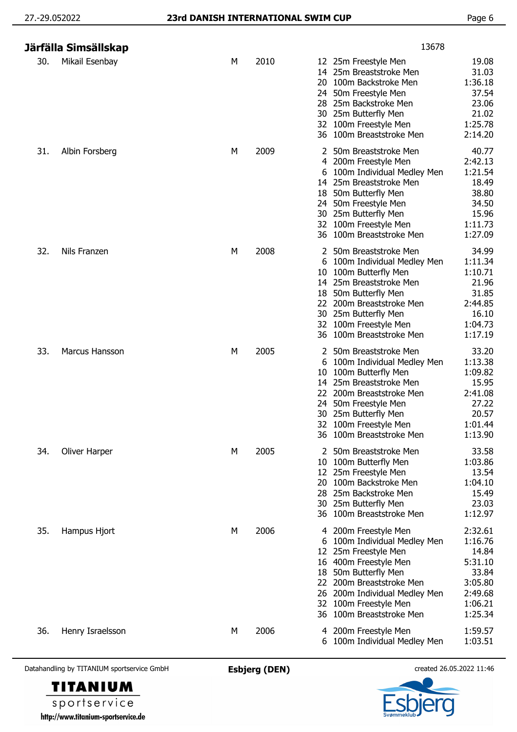## Järfälla Simsällskap

13678

| No. | Name | Sex | Year | Event No. | Event | Time |
|---|---|---|---|---|---|---|
| 30. | Mikail Esenbay | M | 2010 | 12 | 25m Freestyle Men | 19.08 |
| | | | | 14 | 25m Breaststroke Men | 31.03 |
| | | | | 20 | 100m Backstroke Men | 1:36.18 |
| | | | | 24 | 50m Freestyle Men | 37.54 |
| | | | | 28 | 25m Backstroke Men | 23.06 |
| | | | | 30 | 25m Butterfly Men | 21.02 |
| | | | | 32 | 100m Freestyle Men | 1:25.78 |
| | | | | 36 | 100m Breaststroke Men | 2:14.20 |
| 31. | Albin Forsberg | M | 2009 | 2 | 50m Breaststroke Men | 40.77 |
| | | | | 4 | 200m Freestyle Men | 2:42.13 |
| | | | | 6 | 100m Individual Medley Men | 1:21.54 |
| | | | | 14 | 25m Breaststroke Men | 18.49 |
| | | | | 18 | 50m Butterfly Men | 38.80 |
| | | | | 24 | 50m Freestyle Men | 34.50 |
| | | | | 30 | 25m Butterfly Men | 15.96 |
| | | | | 32 | 100m Freestyle Men | 1:11.73 |
| | | | | 36 | 100m Breaststroke Men | 1:27.09 |
| 32. | Nils Franzen | M | 2008 | 2 | 50m Breaststroke Men | 34.99 |
| | | | | 6 | 100m Individual Medley Men | 1:11.34 |
| | | | | 10 | 100m Butterfly Men | 1:10.71 |
| | | | | 14 | 25m Breaststroke Men | 21.96 |
| | | | | 18 | 50m Butterfly Men | 31.85 |
| | | | | 22 | 200m Breaststroke Men | 2:44.85 |
| | | | | 30 | 25m Butterfly Men | 16.10 |
| | | | | 32 | 100m Freestyle Men | 1:04.73 |
| | | | | 36 | 100m Breaststroke Men | 1:17.19 |
| 33. | Marcus Hansson | M | 2005 | 2 | 50m Breaststroke Men | 33.20 |
| | | | | 6 | 100m Individual Medley Men | 1:13.38 |
| | | | | 10 | 100m Butterfly Men | 1:09.82 |
| | | | | 14 | 25m Breaststroke Men | 15.95 |
| | | | | 22 | 200m Breaststroke Men | 2:41.08 |
| | | | | 24 | 50m Freestyle Men | 27.22 |
| | | | | 30 | 25m Butterfly Men | 20.57 |
| | | | | 32 | 100m Freestyle Men | 1:01.44 |
| | | | | 36 | 100m Breaststroke Men | 1:13.90 |
| 34. | Oliver Harper | M | 2005 | 2 | 50m Breaststroke Men | 33.58 |
| | | | | 10 | 100m Butterfly Men | 1:03.86 |
| | | | | 12 | 25m Freestyle Men | 13.54 |
| | | | | 20 | 100m Backstroke Men | 1:04.10 |
| | | | | 28 | 25m Backstroke Men | 15.49 |
| | | | | 30 | 25m Butterfly Men | 23.03 |
| | | | | 36 | 100m Breaststroke Men | 1:12.97 |
| 35. | Hampus Hjort | M | 2006 | 4 | 200m Freestyle Men | 2:32.61 |
| | | | | 6 | 100m Individual Medley Men | 1:16.76 |
| | | | | 12 | 25m Freestyle Men | 14.84 |
| | | | | 16 | 400m Freestyle Men | 5:31.10 |
| | | | | 18 | 50m Butterfly Men | 33.84 |
| | | | | 22 | 200m Breaststroke Men | 3:05.80 |
| | | | | 26 | 200m Individual Medley Men | 2:49.68 |
| | | | | 32 | 100m Freestyle Men | 1:06.21 |
| | | | | 36 | 100m Breaststroke Men | 1:25.34 |
| 36. | Henry Israelsson | M | 2006 | 4 | 200m Freestyle Men | 1:59.57 |
| | | | | 6 | 100m Individual Medley Men | 1:03.51 |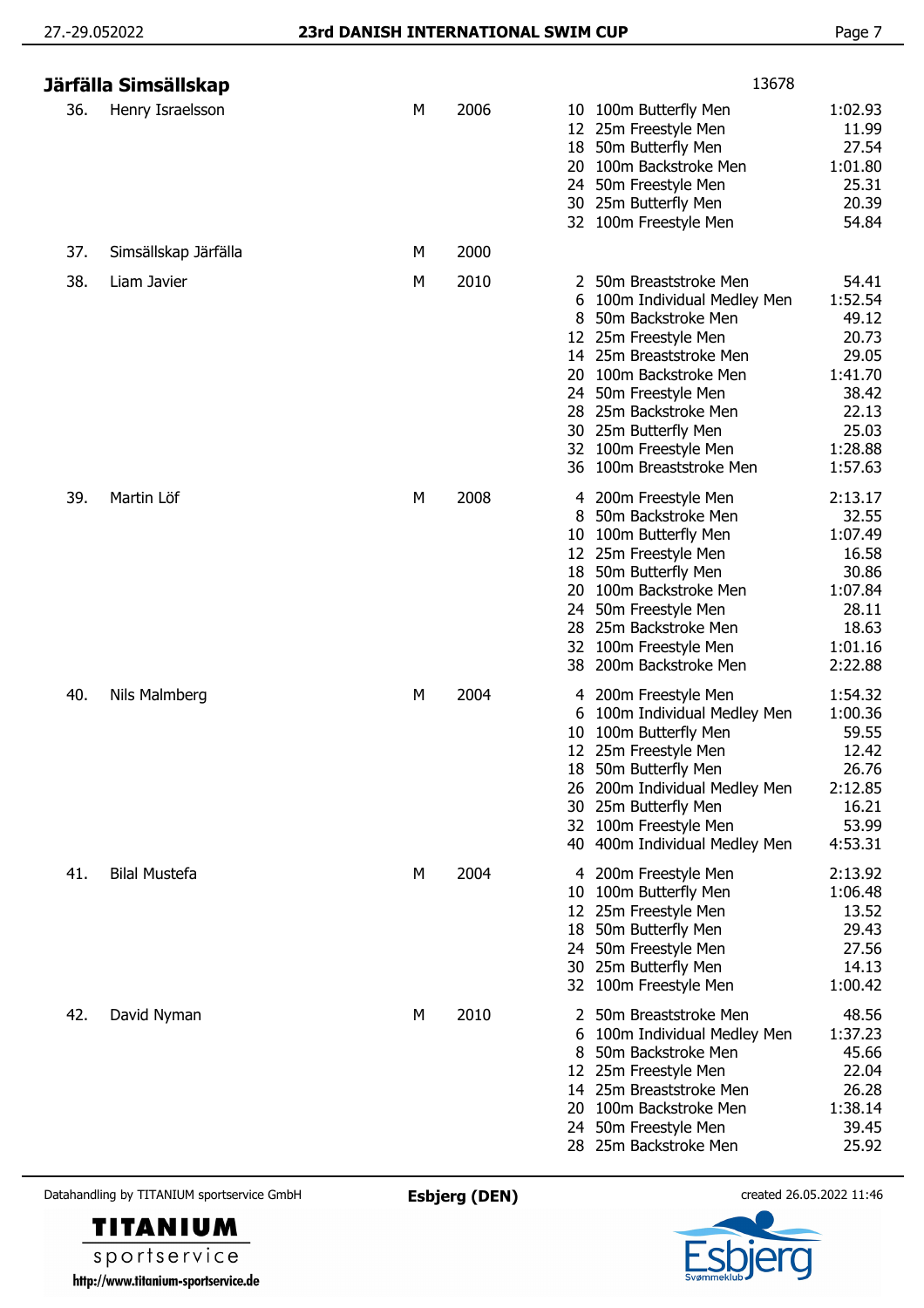## Järfälla Simsällskap

13678

| No. | Name | Sex | Year | Event | Discipline | Time |
|---|---|---|---|---|---|---|
| 36. | Henry Israelsson | M | 2006 | 10 | 100m Butterfly Men | 1:02.93 |
| | | | | 12 | 25m Freestyle Men | 11.99 |
| | | | | 18 | 50m Butterfly Men | 27.54 |
| | | | | 20 | 100m Backstroke Men | 1:01.80 |
| | | | | 24 | 50m Freestyle Men | 25.31 |
| | | | | 30 | 25m Butterfly Men | 20.39 |
| | | | | 32 | 100m Freestyle Men | 54.84 |
| 37. | Simsällskap Järfälla | M | 2000 | | | |
| 38. | Liam Javier | M | 2010 | 2 | 50m Breaststroke Men | 54.41 |
| | | | | 6 | 100m Individual Medley Men | 1:52.54 |
| | | | | 8 | 50m Backstroke Men | 49.12 |
| | | | | 12 | 25m Freestyle Men | 20.73 |
| | | | | 14 | 25m Breaststroke Men | 29.05 |
| | | | | 20 | 100m Backstroke Men | 1:41.70 |
| | | | | 24 | 50m Freestyle Men | 38.42 |
| | | | | 28 | 25m Backstroke Men | 22.13 |
| | | | | 30 | 25m Butterfly Men | 25.03 |
| | | | | 32 | 100m Freestyle Men | 1:28.88 |
| | | | | 36 | 100m Breaststroke Men | 1:57.63 |
| 39. | Martin Löf | M | 2008 | 4 | 200m Freestyle Men | 2:13.17 |
| | | | | 8 | 50m Backstroke Men | 32.55 |
| | | | | 10 | 100m Butterfly Men | 1:07.49 |
| | | | | 12 | 25m Freestyle Men | 16.58 |
| | | | | 18 | 50m Butterfly Men | 30.86 |
| | | | | 20 | 100m Backstroke Men | 1:07.84 |
| | | | | 24 | 50m Freestyle Men | 28.11 |
| | | | | 28 | 25m Backstroke Men | 18.63 |
| | | | | 32 | 100m Freestyle Men | 1:01.16 |
| | | | | 38 | 200m Backstroke Men | 2:22.88 |
| 40. | Nils Malmberg | M | 2004 | 4 | 200m Freestyle Men | 1:54.32 |
| | | | | 6 | 100m Individual Medley Men | 1:00.36 |
| | | | | 10 | 100m Butterfly Men | 59.55 |
| | | | | 12 | 25m Freestyle Men | 12.42 |
| | | | | 18 | 50m Butterfly Men | 26.76 |
| | | | | 26 | 200m Individual Medley Men | 2:12.85 |
| | | | | 30 | 25m Butterfly Men | 16.21 |
| | | | | 32 | 100m Freestyle Men | 53.99 |
| | | | | 40 | 400m Individual Medley Men | 4:53.31 |
| 41. | Bilal Mustefa | M | 2004 | 4 | 200m Freestyle Men | 2:13.92 |
| | | | | 10 | 100m Butterfly Men | 1:06.48 |
| | | | | 12 | 25m Freestyle Men | 13.52 |
| | | | | 18 | 50m Butterfly Men | 29.43 |
| | | | | 24 | 50m Freestyle Men | 27.56 |
| | | | | 30 | 25m Butterfly Men | 14.13 |
| | | | | 32 | 100m Freestyle Men | 1:00.42 |
| 42. | David Nyman | M | 2010 | 2 | 50m Breaststroke Men | 48.56 |
| | | | | 6 | 100m Individual Medley Men | 1:37.23 |
| | | | | 8 | 50m Backstroke Men | 45.66 |
| | | | | 12 | 25m Freestyle Men | 22.04 |
| | | | | 14 | 25m Breaststroke Men | 26.28 |
| | | | | 20 | 100m Backstroke Men | 1:38.14 |
| | | | | 24 | 50m Freestyle Men | 39.45 |
| | | | | 28 | 25m Backstroke Men | 25.92 |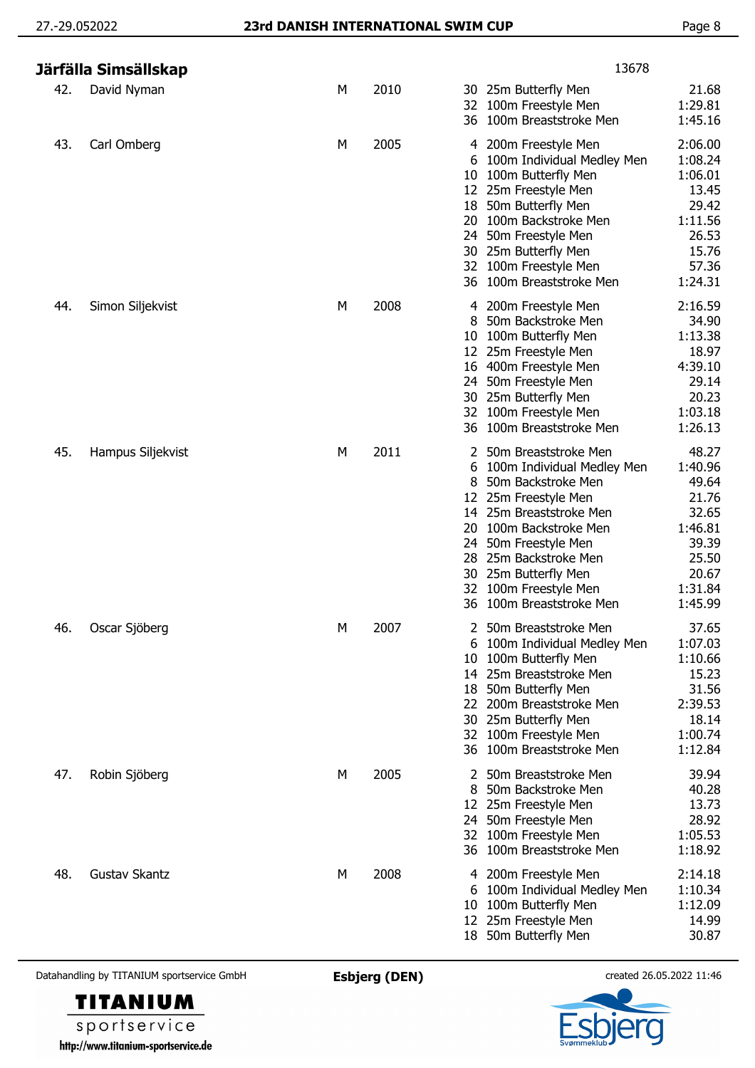## Järfälla Simsällskap

13678

| No. | Name | Sex | Year | Event No. | Event | Time |
|---|---|---|---|---|---|---|
| 42. | David Nyman | M | 2010 | 30 | 25m Butterfly Men | 21.68 |
| | | | | 32 | 100m Freestyle Men | 1:29.81 |
| | | | | 36 | 100m Breaststroke Men | 1:45.16 |
| 43. | Carl Omberg | M | 2005 | 4 | 200m Freestyle Men | 2:06.00 |
| | | | | 6 | 100m Individual Medley Men | 1:08.24 |
| | | | | 10 | 100m Butterfly Men | 1:06.01 |
| | | | | 12 | 25m Freestyle Men | 13.45 |
| | | | | 18 | 50m Butterfly Men | 29.42 |
| | | | | 20 | 100m Backstroke Men | 1:11.56 |
| | | | | 24 | 50m Freestyle Men | 26.53 |
| | | | | 30 | 25m Butterfly Men | 15.76 |
| | | | | 32 | 100m Freestyle Men | 57.36 |
| | | | | 36 | 100m Breaststroke Men | 1:24.31 |
| 44. | Simon Siljekvist | M | 2008 | 4 | 200m Freestyle Men | 2:16.59 |
| | | | | 8 | 50m Backstroke Men | 34.90 |
| | | | | 10 | 100m Butterfly Men | 1:13.38 |
| | | | | 12 | 25m Freestyle Men | 18.97 |
| | | | | 16 | 400m Freestyle Men | 4:39.10 |
| | | | | 24 | 50m Freestyle Men | 29.14 |
| | | | | 30 | 25m Butterfly Men | 20.23 |
| | | | | 32 | 100m Freestyle Men | 1:03.18 |
| | | | | 36 | 100m Breaststroke Men | 1:26.13 |
| 45. | Hampus Siljekvist | M | 2011 | 2 | 50m Breaststroke Men | 48.27 |
| | | | | 6 | 100m Individual Medley Men | 1:40.96 |
| | | | | 8 | 50m Backstroke Men | 49.64 |
| | | | | 12 | 25m Freestyle Men | 21.76 |
| | | | | 14 | 25m Breaststroke Men | 32.65 |
| | | | | 20 | 100m Backstroke Men | 1:46.81 |
| | | | | 24 | 50m Freestyle Men | 39.39 |
| | | | | 28 | 25m Backstroke Men | 25.50 |
| | | | | 30 | 25m Butterfly Men | 20.67 |
| | | | | 32 | 100m Freestyle Men | 1:31.84 |
| | | | | 36 | 100m Breaststroke Men | 1:45.99 |
| 46. | Oscar Sjöberg | M | 2007 | 2 | 50m Breaststroke Men | 37.65 |
| | | | | 6 | 100m Individual Medley Men | 1:07.03 |
| | | | | 10 | 100m Butterfly Men | 1:10.66 |
| | | | | 14 | 25m Breaststroke Men | 15.23 |
| | | | | 18 | 50m Butterfly Men | 31.56 |
| | | | | 22 | 200m Breaststroke Men | 2:39.53 |
| | | | | 30 | 25m Butterfly Men | 18.14 |
| | | | | 32 | 100m Freestyle Men | 1:00.74 |
| | | | | 36 | 100m Breaststroke Men | 1:12.84 |
| 47. | Robin Sjöberg | M | 2005 | 2 | 50m Breaststroke Men | 39.94 |
| | | | | 8 | 50m Backstroke Men | 40.28 |
| | | | | 12 | 25m Freestyle Men | 13.73 |
| | | | | 24 | 50m Freestyle Men | 28.92 |
| | | | | 32 | 100m Freestyle Men | 1:05.53 |
| | | | | 36 | 100m Breaststroke Men | 1:18.92 |
| 48. | Gustav Skantz | M | 2008 | 4 | 200m Freestyle Men | 2:14.18 |
| | | | | 6 | 100m Individual Medley Men | 1:10.34 |
| | | | | 10 | 100m Butterfly Men | 1:12.09 |
| | | | | 12 | 25m Freestyle Men | 14.99 |
| | | | | 18 | 50m Butterfly Men | 30.87 |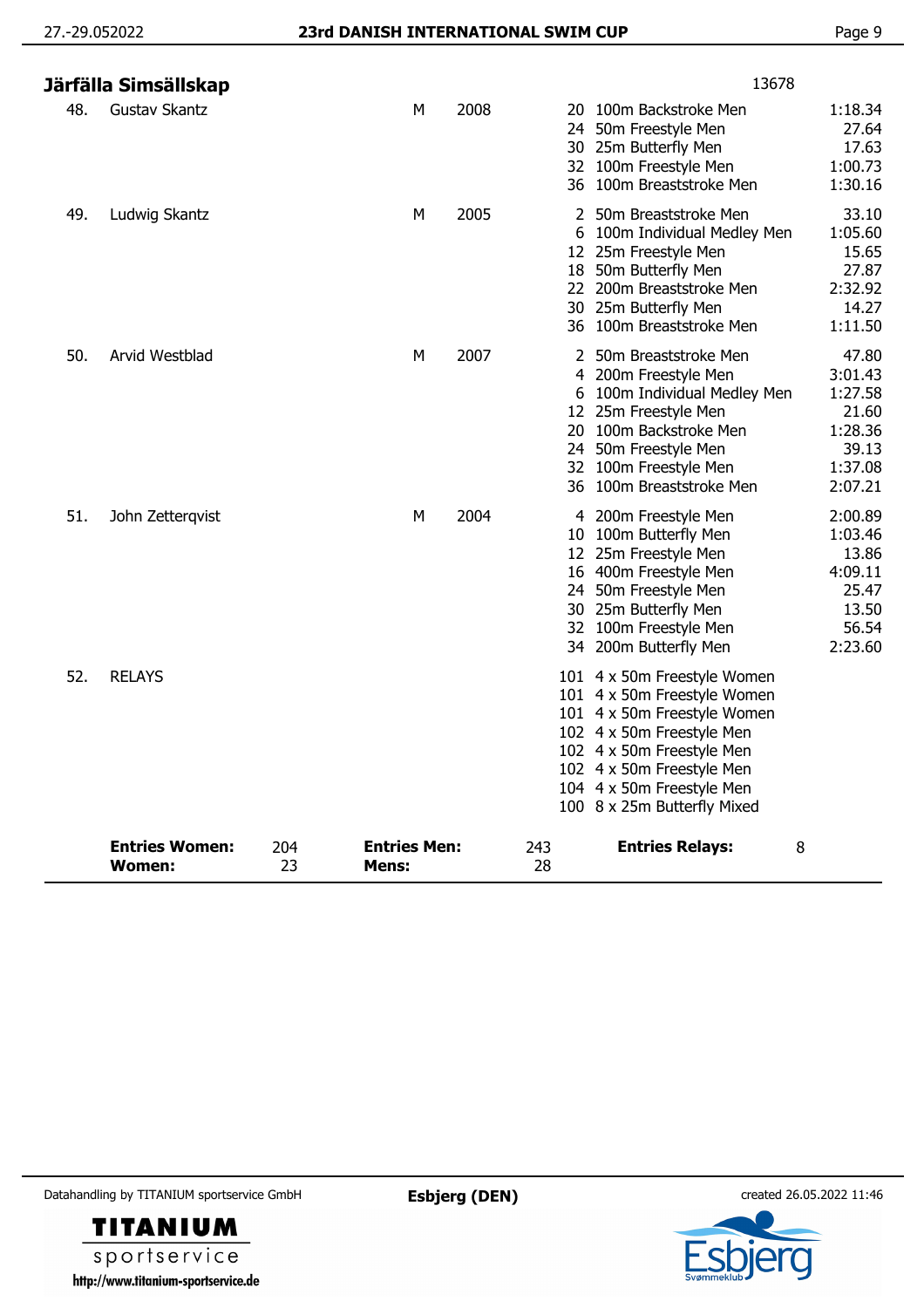## Järfälla Simsällskap

13678

| | | | | | | |
|---|---|---|---|---|---|---|
| 48. | Gustav Skantz | M | 2008 | 20 | 100m Backstroke Men | 1:18.34 |
| | | | | 24 | 50m Freestyle Men | 27.64 |
| | | | | 30 | 25m Butterfly Men | 17.63 |
| | | | | 32 | 100m Freestyle Men | 1:00.73 |
| | | | | 36 | 100m Breaststroke Men | 1:30.16 |
| 49. | Ludwig Skantz | M | 2005 | 2 | 50m Breaststroke Men | 33.10 |
| | | | | 6 | 100m Individual Medley Men | 1:05.60 |
| | | | | 12 | 25m Freestyle Men | 15.65 |
| | | | | 18 | 50m Butterfly Men | 27.87 |
| | | | | 22 | 200m Breaststroke Men | 2:32.92 |
| | | | | 30 | 25m Butterfly Men | 14.27 |
| | | | | 36 | 100m Breaststroke Men | 1:11.50 |
| 50. | Arvid Westblad | M | 2007 | 2 | 50m Breaststroke Men | 47.80 |
| | | | | 4 | 200m Freestyle Men | 3:01.43 |
| | | | | 6 | 100m Individual Medley Men | 1:27.58 |
| | | | | 12 | 25m Freestyle Men | 21.60 |
| | | | | 20 | 100m Backstroke Men | 1:28.36 |
| | | | | 24 | 50m Freestyle Men | 39.13 |
| | | | | 32 | 100m Freestyle Men | 1:37.08 |
| | | | | 36 | 100m Breaststroke Men | 2:07.21 |
| 51. | John Zetterqvist | M | 2004 | 4 | 200m Freestyle Men | 2:00.89 |
| | | | | 10 | 100m Butterfly Men | 1:03.46 |
| | | | | 12 | 25m Freestyle Men | 13.86 |
| | | | | 16 | 400m Freestyle Men | 4:09.11 |
| | | | | 24 | 50m Freestyle Men | 25.47 |
| | | | | 30 | 25m Butterfly Men | 13.50 |
| | | | | 32 | 100m Freestyle Men | 56.54 |
| | | | | 34 | 200m Butterfly Men | 2:23.60 |
| 52. | RELAYS | | | 101 | 4 x 50m Freestyle Women | |
| | | | | 101 | 4 x 50m Freestyle Women | |
| | | | | 101 | 4 x 50m Freestyle Women | |
| | | | | 102 | 4 x 50m Freestyle Men | |
| | | | | 102 | 4 x 50m Freestyle Men | |
| | | | | 102 | 4 x 50m Freestyle Men | |
| | | | | 104 | 4 x 50m Freestyle Men | |
| | | | | 100 | 8 x 25m Butterfly Mixed | |

| | | | | | |
|---|---|---|---|---|---|
| **Entries Women:** | 204 | **Entries Men:** | 243 | **Entries Relays:** | 8 |
| **Women:** | 23 | **Mens:** | 28 | | |

Datahandling by TITANIUM sportservice GmbH — **Esbjerg (DEN)** — created 26.05.2022 11:46

TITANIUM sportservice
http://www.titanium-sportservice.de

Esbjerg Svømmeklub